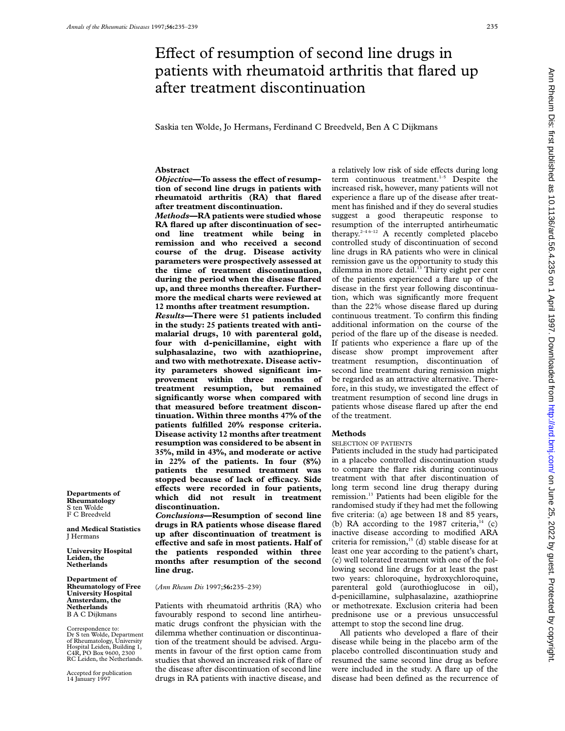# Effect of resumption of second line drugs in patients with rheumatoid arthritis that flared up after treatment discontinuation

Saskia ten Wolde, Jo Hermans, Ferdinand C Breedveld, Ben A C Dijkmans

**Departments of Rheumatology**
S ten Wolde
F C Breedveld

**and Medical Statistics**
J Hermans

**University Hospital Leiden, the Netherlands**

**Department of Rheumatology of Free University Hospital Amsterdam, the Netherlands**
B A C Dijkmans

Correspondence to: Dr S ten Wolde, Department of Rheumatology, University Hospital Leiden, Building 1, C4R, PO Box 9600, 2300 RC Leiden, the Netherlands.

Accepted for publication 14 January 1997

## Abstract

***Objective*—To assess the effect of resumption of second line drugs in patients with rheumatoid arthritis (RA) that flared after treatment discontinuation.**

***Methods*—RA patients were studied whose RA flared up after discontinuation of second line treatment while being in remission and who received a second course of the drug. Disease activity parameters were prospectively assessed at the time of treatment discontinuation, during the period when the disease flared up, and three months thereafter. Furthermore the medical charts were reviewed at 12 months after treatment resumption.**

***Results*—There were 51 patients included in the study: 25 patients treated with antimalarial drugs, 10 with parenteral gold, four with d-penicillamine, eight with sulphasalazine, two with azathioprine, and two with methotrexate. Disease activity parameters showed significant improvement within three months of treatment resumption, but remained significantly worse when compared with that measured before treatment discontinuation. Within three months 47% of the patients fulfilled 20% response criteria. Disease activity 12 months after treatment resumption was considered to be absent in 35%, mild in 43%, and moderate or active in 22% of the patients. In four (8%) patients the resumed treatment was stopped because of lack of efficacy. Side effects were recorded in four patients, which did not result in treatment discontinuation.**

***Conclusions*—Resumption of second line drugs in RA patients whose disease flared up after discontinuation of treatment is effective and safe in most patients. Half of the patients responded within three months after resumption of the second line drug.**

(*Ann Rheum Dis* 1997;**56:**235–239)

Patients with rheumatoid arthritis (RA) who favourably respond to second line antirheumatic drugs confront the physician with the dilemma whether continuation or discontinuation of the treatment should be advised. Arguments in favour of the first option came from studies that showed an increased risk of flare of the disease after discontinuation of second line drugs in RA patients with inactive disease, and a relatively low risk of side effects during long term continuous treatment.[1–5] Despite the increased risk, however, many patients will not experience a flare up of the disease after treatment has finished and if they do several studies suggest a good therapeutic response to resumption of the interrupted antirheumatic therapy.[2–4 6–12] A recently completed placebo controlled study of discontinuation of second line drugs in RA patients who were in clinical remission gave us the opportunity to study this dilemma in more detail.[13] Thirty eight per cent of the patients experienced a flare up of the disease in the first year following discontinuation, which was significantly more frequent than the 22% whose disease flared up during continuous treatment. To confirm this finding additional information on the course of the period of the flare up of the disease is needed. If patients who experience a flare up of the disease show prompt improvement after treatment resumption, discontinuation of second line treatment during remission might be regarded as an attractive alternative. Therefore, in this study, we investigated the effect of treatment resumption of second line drugs in patients whose disease flared up after the end of the treatment.

## Methods

### SELECTION OF PATIENTS

Patients included in the study had participated in a placebo controlled discontinuation study to compare the flare risk during continuous treatment with that after discontinuation of long term second line drug therapy during remission.[13] Patients had been eligible for the randomised study if they had met the following five criteria: (a) age between 18 and 85 years, (b) RA according to the 1987 criteria,[14] (c) inactive disease according to modified ARA criteria for remission,[15] (d) stable disease for at least one year according to the patient's chart, (e) well tolerated treatment with one of the following second line drugs for at least the past two years: chloroquine, hydroxychloroquine, parenteral gold (aurothioglucose in oil), d-penicillamine, sulphasalazine, azathioprine or methotrexate. Exclusion criteria had been prednisone use or a previous unsuccessful attempt to stop the second line drug.

All patients who developed a flare of their disease while being in the placebo arm of the placebo controlled discontinuation study and resumed the same second line drug as before were included in the study. A flare up of the disease had been defined as the recurrence of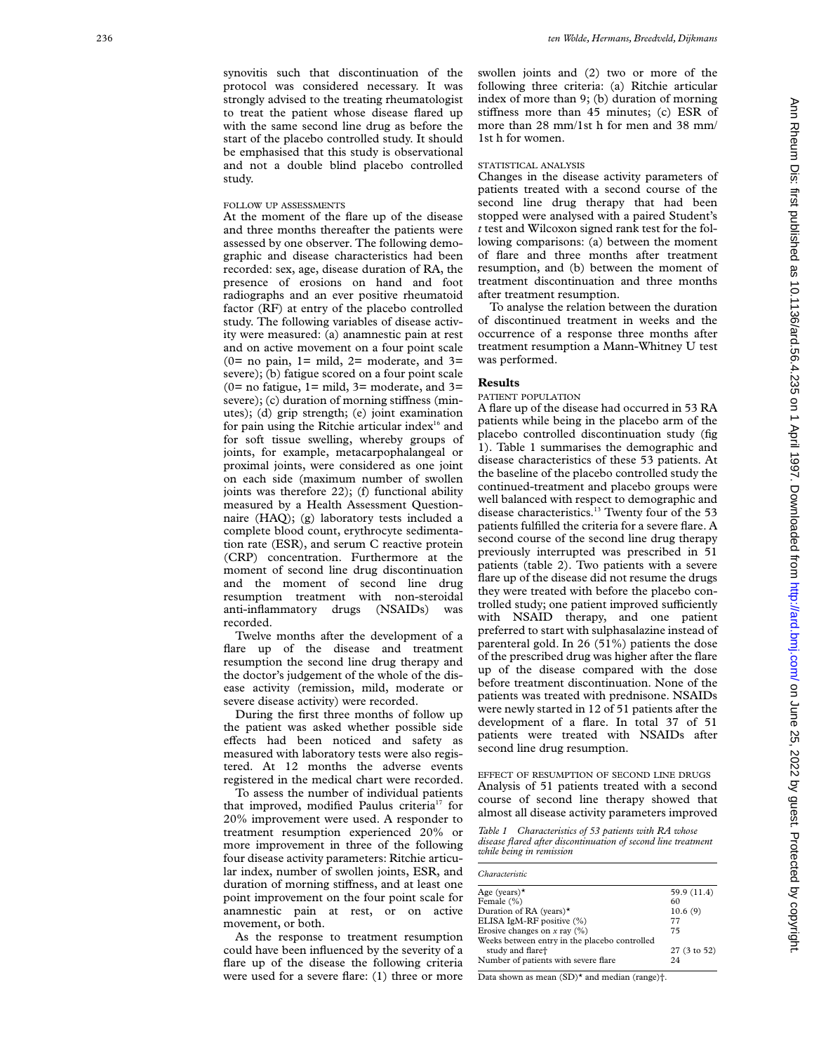synovitis such that discontinuation of the protocol was considered necessary. It was strongly advised to the treating rheumatologist to treat the patient whose disease flared up with the same second line drug as before the start of the placebo controlled study. It should be emphasised that this study is observational and not a double blind placebo controlled study.

### FOLLOW UP ASSESSMENTS

At the moment of the flare up of the disease and three months thereafter the patients were assessed by one observer. The following demographic and disease characteristics had been recorded: sex, age, disease duration of RA, the presence of erosions on hand and foot radiographs and an ever positive rheumatoid factor (RF) at entry of the placebo controlled study. The following variables of disease activity were measured: (a) anamnestic pain at rest and on active movement on a four point scale (0= no pain, 1= mild, 2= moderate, and 3= severe); (b) fatigue scored on a four point scale (0= no fatigue, 1= mild, 3= moderate, and 3= severe); (c) duration of morning stiffness (minutes); (d) grip strength; (e) joint examination for pain using the Ritchie articular index[16] and for soft tissue swelling, whereby groups of joints, for example, metacarpophalangeal or proximal joints, were considered as one joint on each side (maximum number of swollen joints was therefore 22); (f) functional ability measured by a Health Assessment Questionnaire (HAQ); (g) laboratory tests included a complete blood count, erythrocyte sedimentation rate (ESR), and serum C reactive protein (CRP) concentration. Furthermore at the moment of second line drug discontinuation and the moment of second line drug resumption treatment with non-steroidal anti-inflammatory drugs (NSAIDs) was recorded.

Twelve months after the development of a flare up of the disease and treatment resumption the second line drug therapy and the doctor's judgement of the whole of the disease activity (remission, mild, moderate or severe disease activity) were recorded.

During the first three months of follow up the patient was asked whether possible side effects had been noticed and safety as measured with laboratory tests were also registered. At 12 months the adverse events registered in the medical chart were recorded.

To assess the number of individual patients that improved, modified Paulus criteria[17] for 20% improvement were used. A responder to treatment resumption experienced 20% or more improvement in three of the following four disease activity parameters: Ritchie articular index, number of swollen joints, ESR, and duration of morning stiffness, and at least one point improvement on the four point scale for anamnestic pain at rest, or on active movement, or both.

As the response to treatment resumption could have been influenced by the severity of a flare up of the disease the following criteria were used for a severe flare: (1) three or more swollen joints and (2) two or more of the following three criteria: (a) Ritchie articular index of more than 9; (b) duration of morning stiffness more than 45 minutes; (c) ESR of more than 28 mm/1st h for men and 38 mm/1st h for women.

### STATISTICAL ANALYSIS

Changes in the disease activity parameters of patients treated with a second course of the second line drug therapy that had been stopped were analysed with a paired Student's *t* test and Wilcoxon signed rank test for the following comparisons: (a) between the moment of flare and three months after treatment resumption, and (b) between the moment of treatment discontinuation and three months after treatment resumption.

To analyse the relation between the duration of discontinued treatment in weeks and the occurrence of a response three months after treatment resumption a Mann-Whitney U test was performed.

## Results

### PATIENT POPULATION

A flare up of the disease had occurred in 53 RA patients while being in the placebo arm of the placebo controlled discontinuation study (fig 1). Table 1 summarises the demographic and disease characteristics of these 53 patients. At the baseline of the placebo controlled study the continued-treatment and placebo groups were well balanced with respect to demographic and disease characteristics.[13] Twenty four of the 53 patients fulfilled the criteria for a severe flare. A second course of the second line drug therapy previously interrupted was prescribed in 51 patients (table 2). Two patients with a severe flare up of the disease did not resume the drugs they were treated with before the placebo controlled study; one patient improved sufficiently with NSAID therapy, and one patient preferred to start with sulphasalazine instead of parenteral gold. In 26 (51%) patients the dose of the prescribed drug was higher after the flare up of the disease compared with the dose before treatment discontinuation. None of the patients was treated with prednisone. NSAIDs were newly started in 12 of 51 patients after the development of a flare. In total 37 of 51 patients were treated with NSAIDs after second line drug resumption.

### EFFECT OF RESUMPTION OF SECOND LINE DRUGS

Analysis of 51 patients treated with a second course of second line therapy showed that almost all disease activity parameters improved

*Table 1 Characteristics of 53 patients with RA whose disease flared after discontinuation of second line treatment while being in remission*

| *Characteristic* | |
|---|---|
| Age (years)* | 59.9 (11.4) |
| Female (%) | 60 |
| Duration of RA (years)* | 10.6 (9) |
| ELISA IgM-RF positive (%) | 77 |
| Erosive changes on *x* ray (%) | 75 |
| Weeks between entry in the placebo controlled study and flare† | 27 (3 to 52) |
| Number of patients with severe flare | 24 |

Data shown as mean (SD)* and median (range)†.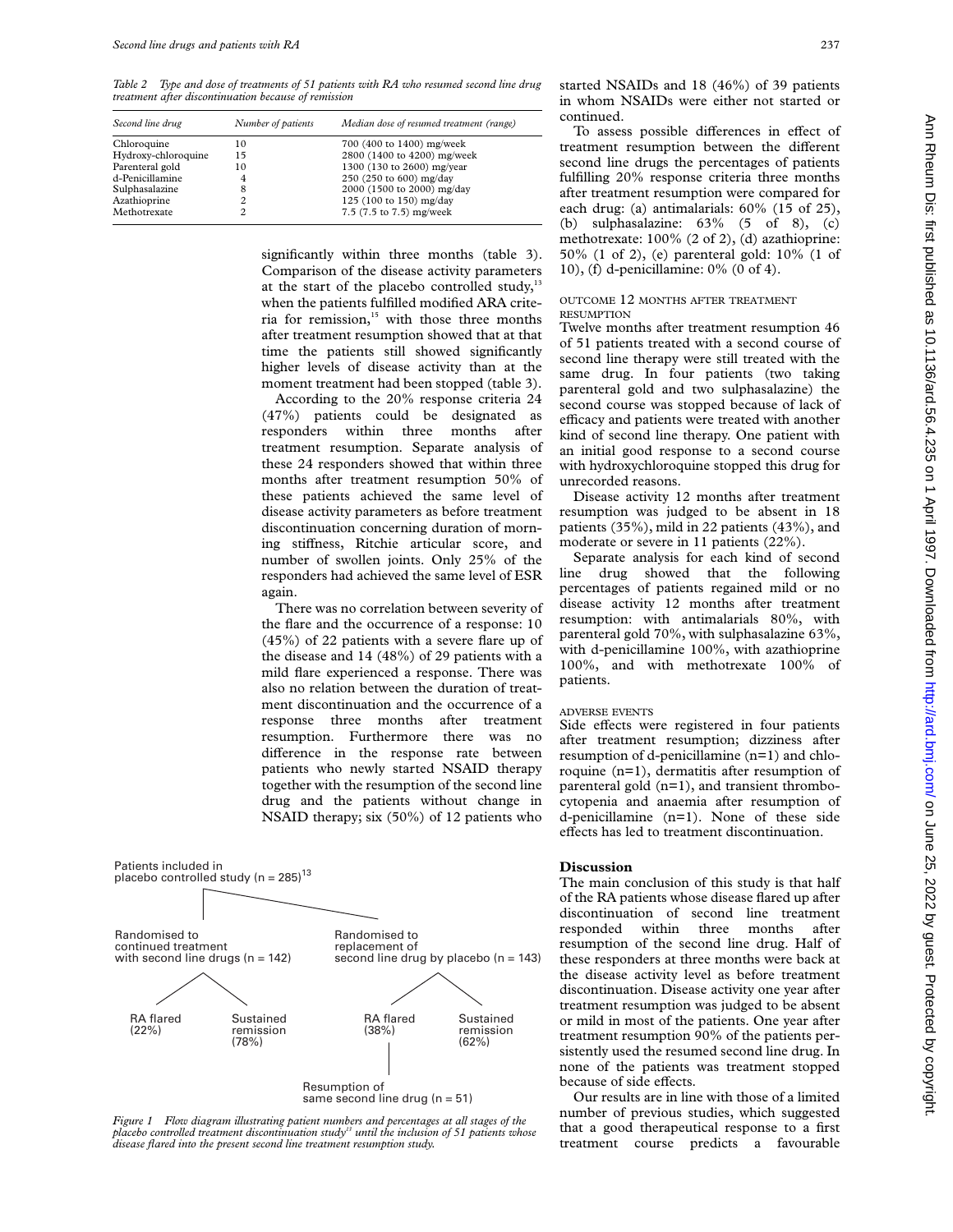*Table 2 Type and dose of treatments of 51 patients with RA who resumed second line drug treatment after discontinuation because of remission*

| Second line drug | Number of patients | Median dose of resumed treatment (range) |
|---|---|---|
| Chloroquine | 10 | 700 (400 to 1400) mg/week |
| Hydroxy-chloroquine | 15 | 2800 (1400 to 4200) mg/week |
| Parenteral gold | 10 | 1300 (130 to 2600) mg/year |
| d-Penicillamine | 4 | 250 (250 to 600) mg/day |
| Sulphasalazine | 8 | 2000 (1500 to 2000) mg/day |
| Azathioprine | 2 | 125 (100 to 150) mg/day |
| Methotrexate | 2 | 7.5 (7.5 to 7.5) mg/week |

significantly within three months (table 3). Comparison of the disease activity parameters at the start of the placebo controlled study,[13] when the patients fulfilled modified ARA criteria for remission,[15] with those three months after treatment resumption showed that at that time the patients still showed significantly higher levels of disease activity than at the moment treatment had been stopped (table 3).

According to the 20% response criteria 24 (47%) patients could be designated as responders within three months after treatment resumption. Separate analysis of these 24 responders showed that within three months after treatment resumption 50% of these patients achieved the same level of disease activity parameters as before treatment discontinuation concerning duration of morning stiffness, Ritchie articular score, and number of swollen joints. Only 25% of the responders had achieved the same level of ESR again.

There was no correlation between severity of the flare and the occurrence of a response: 10 (45%) of 22 patients with a severe flare up of the disease and 14 (48%) of 29 patients with a mild flare experienced a response. There was also no relation between the duration of treatment discontinuation and the occurrence of a response three months after treatment resumption. Furthermore there was no difference in the response rate between patients who newly started NSAID therapy together with the resumption of the second line drug and the patients without change in NSAID therapy; six (50%) of 12 patients who started NSAIDs and 18 (46%) of 39 patients in whom NSAIDs were either not started or continued.

To assess possible differences in effect of treatment resumption between the different second line drugs the percentages of patients fulfilling 20% response criteria three months after treatment resumption were compared for each drug: (a) antimalarials: 60% (15 of 25), (b) sulphasalazine: 63% (5 of 8), (c) methotrexate: 100% (2 of 2), (d) azathioprine: 50% (1 of 2), (e) parenteral gold: 10% (1 of 10), (f) d-penicillamine: 0% (0 of 4).

Patients included in placebo controlled study (n = 285)[13]
- Randomised to continued treatment with second line drugs (n = 142)
  - RA flared (22%)
  - Sustained remission (78%)
- Randomised to replacement of second line drug by placebo (n = 143)
  - RA flared (38%) → Resumption of same second line drug (n = 51)
  - Sustained remission (62%)

*Figure 1 Flow diagram illustrating patient numbers and percentages at all stages of the placebo controlled treatment discontinuation study[13] until the inclusion of 51 patients whose disease flared into the present second line treatment resumption study.*

#### OUTCOME 12 MONTHS AFTER TREATMENT RESUMPTION

Twelve months after treatment resumption 46 of 51 patients treated with a second course of second line therapy were still treated with the same drug. In four patients (two taking parenteral gold and two sulphasalazine) the second course was stopped because of lack of efficacy and patients were treated with another kind of second line therapy. One patient with an initial good response to a second course with hydroxychloroquine stopped this drug for unrecorded reasons.

Disease activity 12 months after treatment resumption was judged to be absent in 18 patients (35%), mild in 22 patients (43%), and moderate or severe in 11 patients (22%).

Separate analysis for each kind of second line drug showed that the following percentages of patients regained mild or no disease activity 12 months after treatment resumption: with antimalarials 80%, with parenteral gold 70%, with sulphasalazine 63%, with d-penicillamine 100%, with azathioprine 100%, and with methotrexate 100% of patients.

#### ADVERSE EVENTS

Side effects were registered in four patients after treatment resumption; dizziness after resumption of d-penicillamine (n=1) and chloroquine (n=1), dermatitis after resumption of parenteral gold (n=1), and transient thrombocytopenia and anaemia after resumption of d-penicillamine (n=1). None of these side effects has led to treatment discontinuation.

## Discussion

The main conclusion of this study is that half of the RA patients whose disease flared up after discontinuation of second line treatment responded within three months after resumption of the second line drug. Half of these responders at three months were back at the disease activity level as before treatment discontinuation. Disease activity one year after treatment resumption was judged to be absent or mild in most of the patients. One year after treatment resumption 90% of the patients persistently used the resumed second line drug. In none of the patients was treatment stopped because of side effects.

Our results are in line with those of a limited number of previous studies, which suggested that a good therapeutical response to a first treatment course predicts a favourable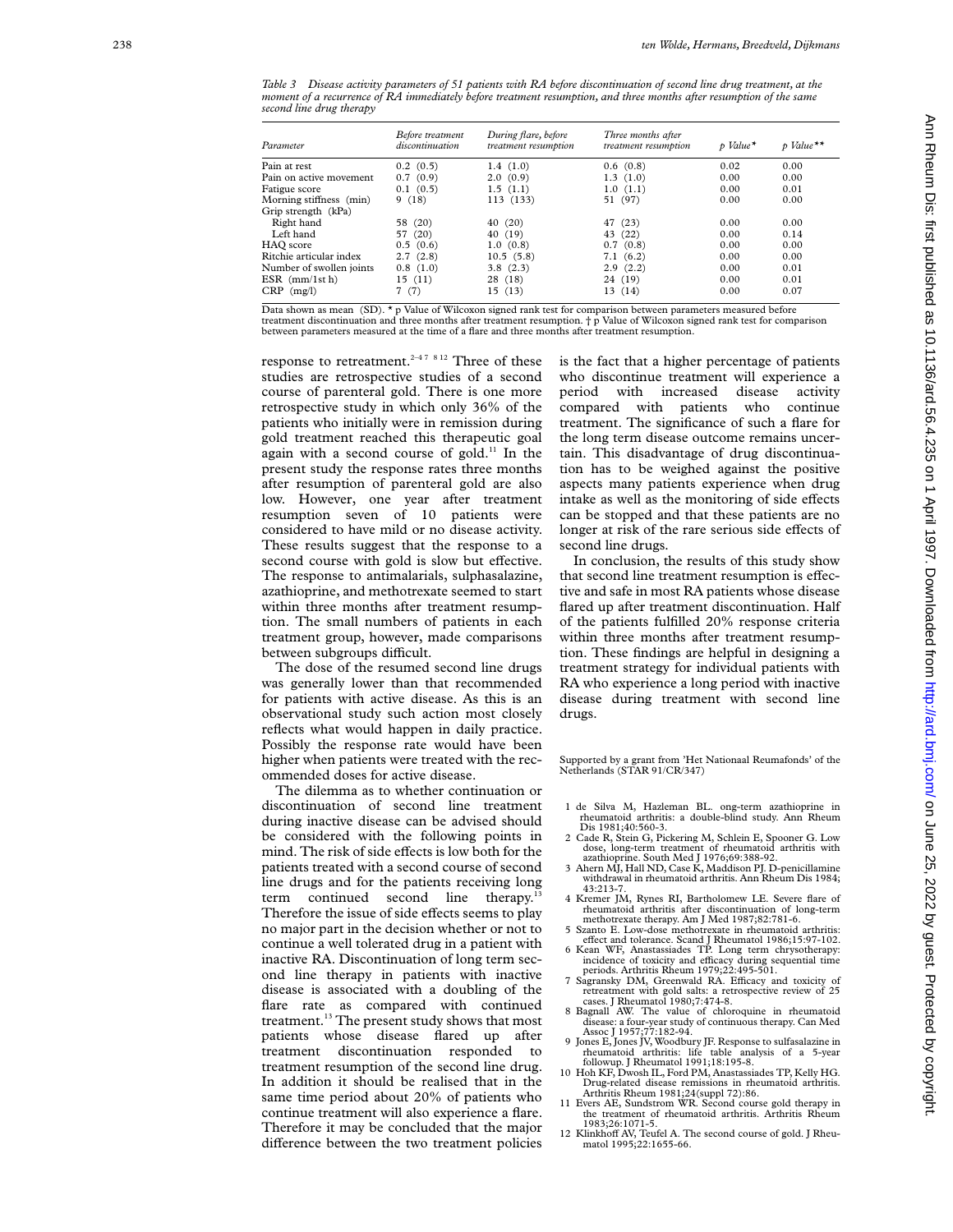*Table 3 Disease activity parameters of 51 patients with RA before discontinuation of second line drug treatment, at the moment of a recurrence of RA immediately before treatment resumption, and three months after resumption of the same second line drug therapy*

| Parameter | Before treatment discontinuation | During flare, before treatment resumption | Three months after treatment resumption | p Value* | p Value** |
|---|---|---|---|---|---|
| Pain at rest | 0.2 (0.5) | 1.4 (1.0) | 0.6 (0.8) | 0.02 | 0.00 |
| Pain on active movement | 0.7 (0.9) | 2.0 (0.9) | 1.3 (1.0) | 0.00 | 0.00 |
| Fatigue score | 0.1 (0.5) | 1.5 (1.1) | 1.0 (1.1) | 0.00 | 0.01 |
| Morning stiffness (min) | 9 (18) | 113 (133) | 51 (97) | 0.00 | 0.00 |
| Grip strength (kPa) | | | | | |
| Right hand | 58 (20) | 40 (20) | 47 (23) | 0.00 | 0.00 |
| Left hand | 57 (20) | 40 (19) | 43 (22) | 0.00 | 0.14 |
| HAQ score | 0.5 (0.6) | 1.0 (0.8) | 0.7 (0.8) | 0.00 | 0.00 |
| Ritchie articular index | 2.7 (2.8) | 10.5 (5.8) | 7.1 (6.2) | 0.00 | 0.00 |
| Number of swollen joints | 0.8 (1.0) | 3.8 (2.3) | 2.9 (2.2) | 0.00 | 0.01 |
| ESR (mm/1st h) | 15 (11) | 28 (18) | 24 (19) | 0.00 | 0.01 |
| CRP (mg/l) | 7 (7) | 15 (13) | 13 (14) | 0.00 | 0.07 |

Data shown as mean (SD). * p Value of Wilcoxon signed rank test for comparison between parameters measured before treatment discontinuation and three months after treatment resumption. † p Value of Wilcoxon signed rank test for comparison between parameters measured at the time of a flare and three months after treatment resumption.

response to retreatment.[2–4 7 8 12] Three of these studies are retrospective studies of a second course of parenteral gold. There is one more retrospective study in which only 36% of the patients who initially were in remission during gold treatment reached this therapeutic goal again with a second course of gold.[11] In the present study the response rates three months after resumption of parenteral gold are also low. However, one year after treatment resumption seven of 10 patients were considered to have mild or no disease activity. These results suggest that the response to a second course with gold is slow but effective. The response to antimalarials, sulphasalazine, azathioprine, and methotrexate seemed to start within three months after treatment resumption. The small numbers of patients in each treatment group, however, made comparisons between subgroups difficult.

The dose of the resumed second line drugs was generally lower than that recommended for patients with active disease. As this is an observational study such action most closely reflects what would happen in daily practice. Possibly the response rate would have been higher when patients were treated with the recommended doses for active disease.

The dilemma as to whether continuation or discontinuation of second line treatment during inactive disease can be advised should be considered with the following points in mind. The risk of side effects is low both for the patients treated with a second course of second line drugs and for the patients receiving long term continued second line therapy.[13] Therefore the issue of side effects seems to play no major part in the decision whether or not to continue a well tolerated drug in a patient with inactive RA. Discontinuation of long term second line therapy in patients with inactive disease is associated with a doubling of the flare rate as compared with continued treatment.[13] The present study shows that most patients whose disease flared up after treatment discontinuation responded to treatment resumption of the second line drug. In addition it should be realised that in the same time period about 20% of patients who continue treatment will also experience a flare. Therefore it may be concluded that the major difference between the two treatment policies is the fact that a higher percentage of patients who discontinue treatment will experience a period with increased disease activity compared with patients who continue treatment. The significance of such a flare for the long term disease outcome remains uncertain. This disadvantage of drug discontinuation has to be weighed against the positive aspects many patients experience when drug intake as well as the monitoring of side effects can be stopped and that these patients are no longer at risk of the rare serious side effects of second line drugs.

In conclusion, the results of this study show that second line treatment resumption is effective and safe in most RA patients whose disease flared up after treatment discontinuation. Half of the patients fulfilled 20% response criteria within three months after treatment resumption. These findings are helpful in designing a treatment strategy for individual patients with RA who experience a long period with inactive disease during treatment with second line drugs.

Supported by a grant from 'Het Nationaal Reumafonds' of the Netherlands (STAR 91/CR/347)

1. de Silva M, Hazleman BL. ong-term azathioprine in rheumatoid arthritis: a double-blind study. Ann Rheum Dis 1981;40:560-3.
2. Cade R, Stein G, Pickering M, Schlein E, Spooner G. Low dose, long-term treatment of rheumatoid arthritis with azathioprine. South Med J 1976;69:388-92.
3. Ahern MJ, Hall ND, Case K, Maddison PJ. D-penicillamine withdrawal in rheumatoid arthritis. Ann Rheum Dis 1984; 43:213-7.
4. Kremer JM, Rynes RI, Bartholomew LE. Severe flare of rheumatoid arthritis after discontinuation of long-term methotrexate therapy. Am J Med 1987;82:781-6.
5. Szanto E. Low-dose methotrexate in rheumatoid arthritis: effect and tolerance. Scand J Rheumatol 1986;15:97-102.
6. Kean WF, Anastassiades TP. Long term chrysotherapy: incidence of toxicity and efficacy during sequential time periods. Arthritis Rheum 1979;22:495-501.
7. Sagransky DM, Greenwald RA. Efficacy and toxicity of retreatment with gold salts: a retrospective review of 25 cases. J Rheumatol 1980;7:474-8.
8. Bagnall AW. The value of chloroquine in rheumatoid disease: a four-year study of continuous therapy. Can Med Assoc J 1957;77:182-94.
9. Jones E, Jones JV, Woodbury JF. Response to sulfasalazine in rheumatoid arthritis: life table analysis of a 5-year followup. J Rheumatol 1991;18:195-8.
10. Hoh KF, Dwosh IL, Ford PM, Anastassiades TP, Kelly HG. Drug-related disease remissions in rheumatoid arthritis. Arthritis Rheum 1981;24(suppl 72):86.
11. Evers AE, Sundstrom WR. Second course gold therapy in the treatment of rheumatoid arthritis. Arthritis Rheum 1983;26:1071-5.
12. Klinkhoff AV, Teufel A. The second course of gold. J Rheumatol 1995;22:1655-66.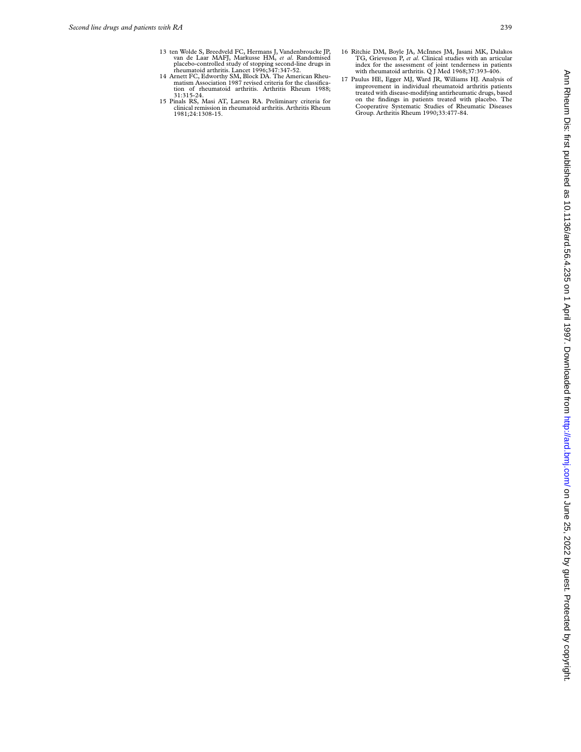13 ten Wolde S, Breedveld FC, Hermans J, Vandenbroucke JP, van de Laar MAFJ, Markusse HM, *et al*. Randomised placebo-controlled study of stopping second-line drugs in rheumatoid arthritis. Lancet 1996;347:347-52.

14 Arnett FC, Edworthy SM, Block DA. The American Rheumatism Association 1987 revised criteria for the classification of rheumatoid arthritis. Arthritis Rheum 1988; 31:315-24.

15 Pinals RS, Masi AT, Larsen RA. Preliminary criteria for clinical remission in rheumatoid arthritis. Arthritis Rheum 1981;24:1308-15.

16 Ritchie DM, Boyle JA, McInnes JM, Jasani MK, Dalakos TG, Grieveson P, *et al*. Clinical studies with an articular index for the assessment of joint tenderness in patients with rheumatoid arthritis. Q J Med 1968;37:393-406.

17 Paulus HE, Egger MJ, Ward JR, Williams HJ. Analysis of improvement in individual rheumatoid arthritis patients treated with disease-modifying antirheumatic drugs, based on the findings in patients treated with placebo. The Cooperative Systematic Studies of Rheumatic Diseases Group. Arthritis Rheum 1990;33:477-84.